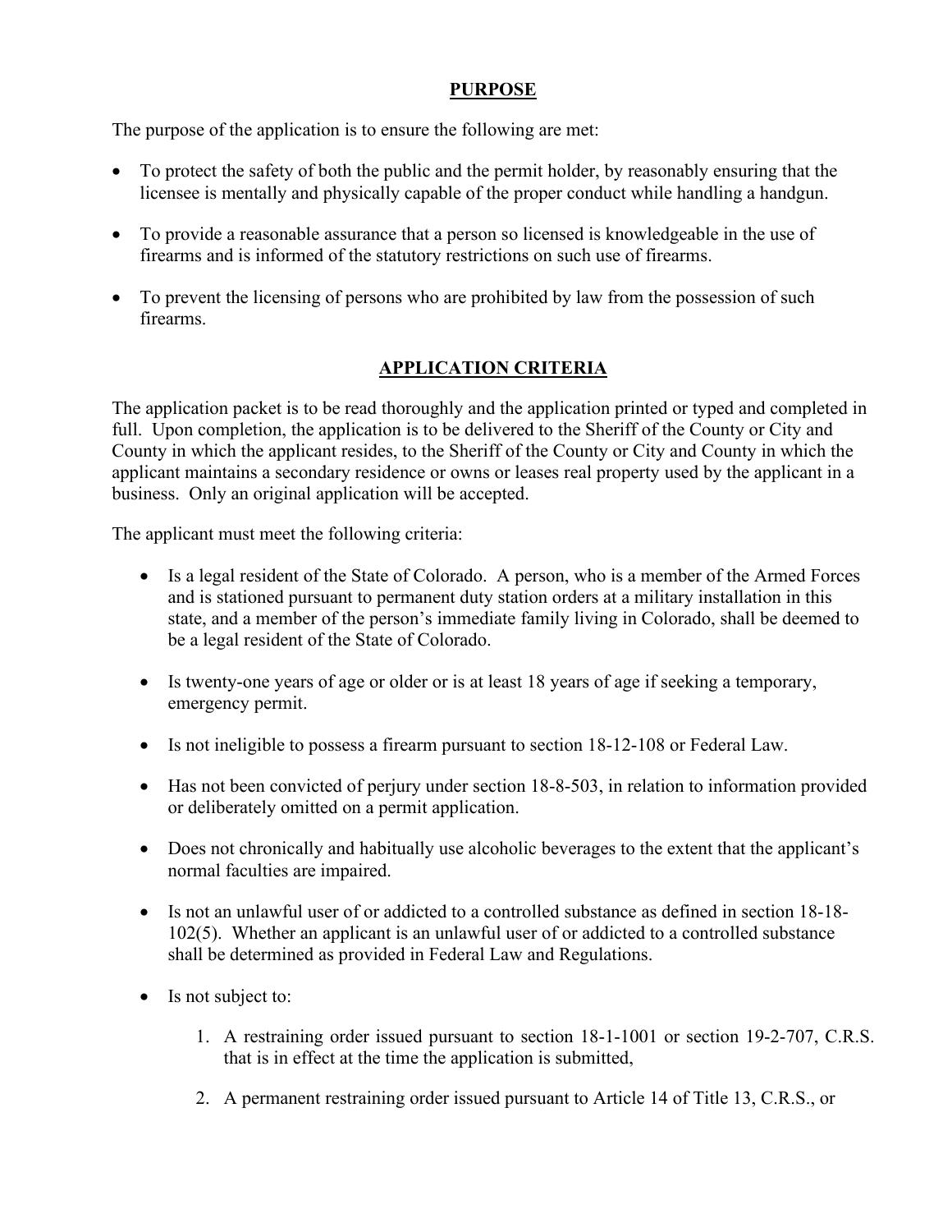## PURPOSE

The purpose of the application is to ensure the following are met:

- To protect the safety of both the public and the permit holder, by reasonably ensuring that the licensee is mentally and physically capable of the proper conduct while handling a handgun.

- To provide a reasonable assurance that a person so licensed is knowledgeable in the use of firearms and is informed of the statutory restrictions on such use of firearms.

- To prevent the licensing of persons who are prohibited by law from the possession of such firearms.

## APPLICATION CRITERIA

The application packet is to be read thoroughly and the application printed or typed and completed in full. Upon completion, the application is to be delivered to the Sheriff of the County or City and County in which the applicant resides, to the Sheriff of the County or City and County in which the applicant maintains a secondary residence or owns or leases real property used by the applicant in a business. Only an original application will be accepted.

The applicant must meet the following criteria:

- Is a legal resident of the State of Colorado. A person, who is a member of the Armed Forces and is stationed pursuant to permanent duty station orders at a military installation in this state, and a member of the person's immediate family living in Colorado, shall be deemed to be a legal resident of the State of Colorado.

- Is twenty-one years of age or older or is at least 18 years of age if seeking a temporary, emergency permit.

- Is not ineligible to possess a firearm pursuant to section 18-12-108 or Federal Law.

- Has not been convicted of perjury under section 18-8-503, in relation to information provided or deliberately omitted on a permit application.

- Does not chronically and habitually use alcoholic beverages to the extent that the applicant's normal faculties are impaired.

- Is not an unlawful user of or addicted to a controlled substance as defined in section 18-18-102(5). Whether an applicant is an unlawful user of or addicted to a controlled substance shall be determined as provided in Federal Law and Regulations.

- Is not subject to:

    1. A restraining order issued pursuant to section 18-1-1001 or section 19-2-707, C.R.S. that is in effect at the time the application is submitted,

    2. A permanent restraining order issued pursuant to Article 14 of Title 13, C.R.S., or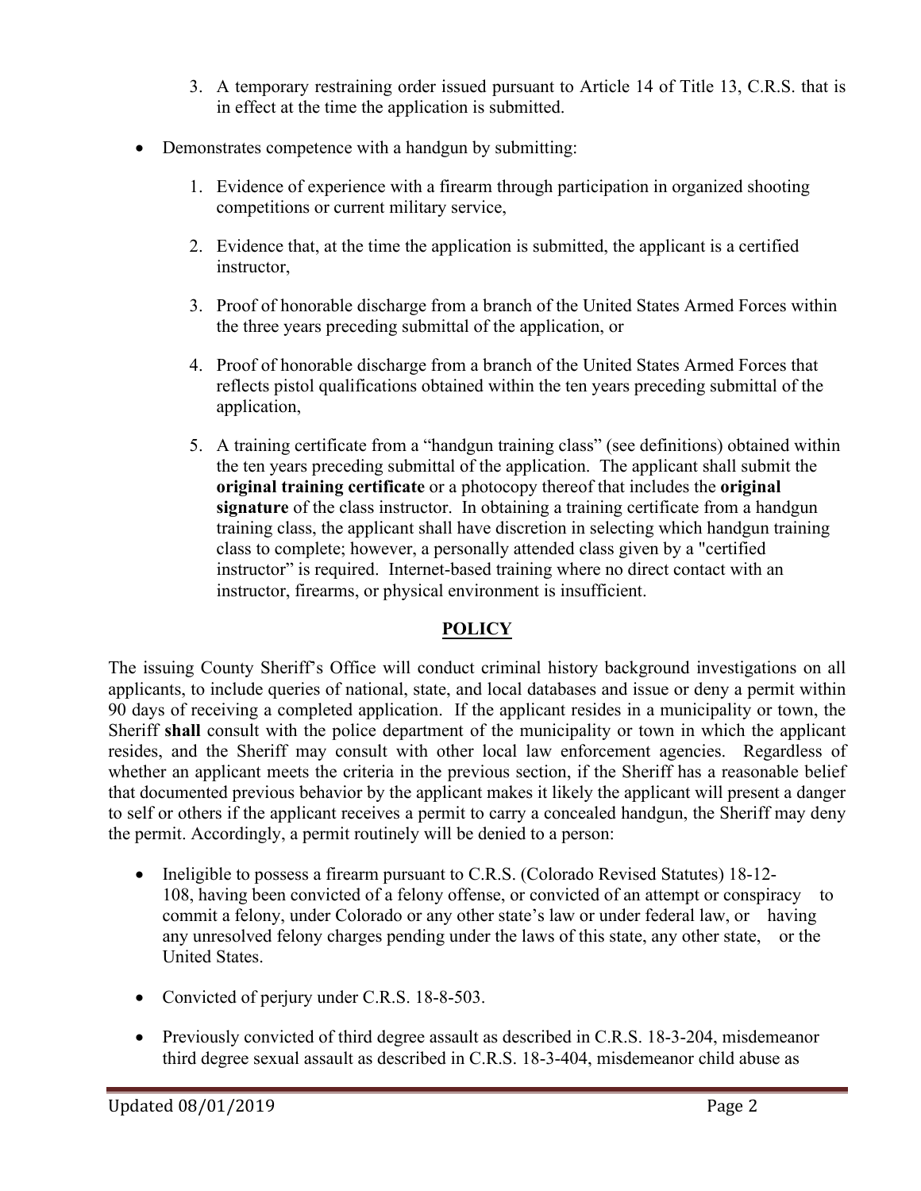3. A temporary restraining order issued pursuant to Article 14 of Title 13, C.R.S. that is in effect at the time the application is submitted.

- Demonstrates competence with a handgun by submitting:

    1. Evidence of experience with a firearm through participation in organized shooting competitions or current military service,
    2. Evidence that, at the time the application is submitted, the applicant is a certified instructor,
    3. Proof of honorable discharge from a branch of the United States Armed Forces within the three years preceding submittal of the application, or
    4. Proof of honorable discharge from a branch of the United States Armed Forces that reflects pistol qualifications obtained within the ten years preceding submittal of the application,
    5. A training certificate from a "handgun training class" (see definitions) obtained within the ten years preceding submittal of the application. The applicant shall submit the **original training certificate** or a photocopy thereof that includes the **original signature** of the class instructor. In obtaining a training certificate from a handgun training class, the applicant shall have discretion in selecting which handgun training class to complete; however, a personally attended class given by a "certified instructor" is required. Internet-based training where no direct contact with an instructor, firearms, or physical environment is insufficient.

## POLICY

The issuing County Sheriff's Office will conduct criminal history background investigations on all applicants, to include queries of national, state, and local databases and issue or deny a permit within 90 days of receiving a completed application. If the applicant resides in a municipality or town, the Sheriff **shall** consult with the police department of the municipality or town in which the applicant resides, and the Sheriff may consult with other local law enforcement agencies. Regardless of whether an applicant meets the criteria in the previous section, if the Sheriff has a reasonable belief that documented previous behavior by the applicant makes it likely the applicant will present a danger to self or others if the applicant receives a permit to carry a concealed handgun, the Sheriff may deny the permit. Accordingly, a permit routinely will be denied to a person:

- Ineligible to possess a firearm pursuant to C.R.S. (Colorado Revised Statutes) 18-12-108, having been convicted of a felony offense, or convicted of an attempt or conspiracy to commit a felony, under Colorado or any other state's law or under federal law, or having any unresolved felony charges pending under the laws of this state, any other state, or the United States.
- Convicted of perjury under C.R.S. 18-8-503.
- Previously convicted of third degree assault as described in C.R.S. 18-3-204, misdemeanor third degree sexual assault as described in C.R.S. 18-3-404, misdemeanor child abuse as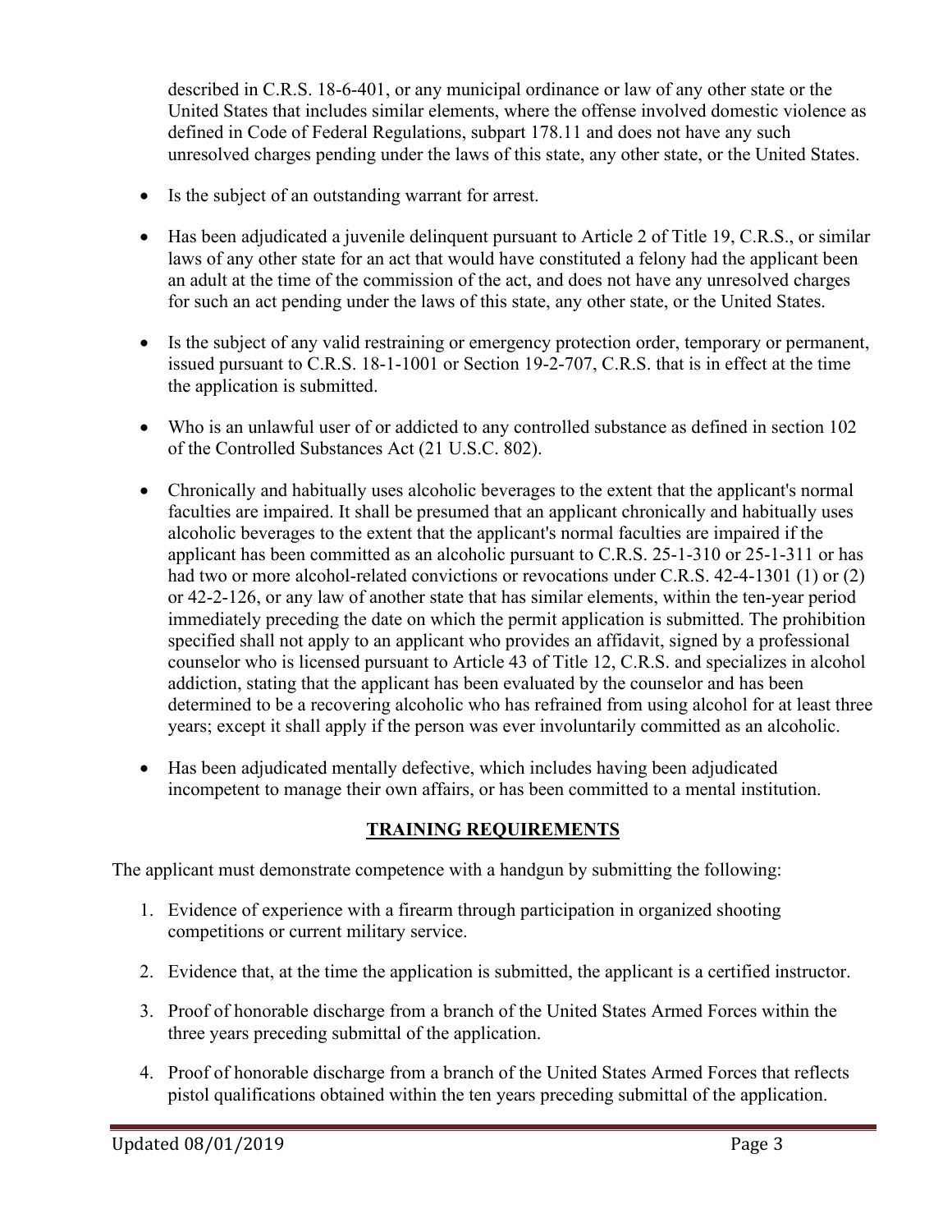described in C.R.S. 18-6-401, or any municipal ordinance or law of any other state or the United States that includes similar elements, where the offense involved domestic violence as defined in Code of Federal Regulations, subpart 178.11 and does not have any such unresolved charges pending under the laws of this state, any other state, or the United States.

- Is the subject of an outstanding warrant for arrest.
- Has been adjudicated a juvenile delinquent pursuant to Article 2 of Title 19, C.R.S., or similar laws of any other state for an act that would have constituted a felony had the applicant been an adult at the time of the commission of the act, and does not have any unresolved charges for such an act pending under the laws of this state, any other state, or the United States.
- Is the subject of any valid restraining or emergency protection order, temporary or permanent, issued pursuant to C.R.S. 18-1-1001 or Section 19-2-707, C.R.S. that is in effect at the time the application is submitted.
- Who is an unlawful user of or addicted to any controlled substance as defined in section 102 of the Controlled Substances Act (21 U.S.C. 802).
- Chronically and habitually uses alcoholic beverages to the extent that the applicant's normal faculties are impaired. It shall be presumed that an applicant chronically and habitually uses alcoholic beverages to the extent that the applicant's normal faculties are impaired if the applicant has been committed as an alcoholic pursuant to C.R.S. 25-1-310 or 25-1-311 or has had two or more alcohol-related convictions or revocations under C.R.S. 42-4-1301 (1) or (2) or 42-2-126, or any law of another state that has similar elements, within the ten-year period immediately preceding the date on which the permit application is submitted. The prohibition specified shall not apply to an applicant who provides an affidavit, signed by a professional counselor who is licensed pursuant to Article 43 of Title 12, C.R.S. and specializes in alcohol addiction, stating that the applicant has been evaluated by the counselor and has been determined to be a recovering alcoholic who has refrained from using alcohol for at least three years; except it shall apply if the person was ever involuntarily committed as an alcoholic.
- Has been adjudicated mentally defective, which includes having been adjudicated incompetent to manage their own affairs, or has been committed to a mental institution.

## TRAINING REQUIREMENTS

The applicant must demonstrate competence with a handgun by submitting the following:

1. Evidence of experience with a firearm through participation in organized shooting competitions or current military service.
2. Evidence that, at the time the application is submitted, the applicant is a certified instructor.
3. Proof of honorable discharge from a branch of the United States Armed Forces within the three years preceding submittal of the application.
4. Proof of honorable discharge from a branch of the United States Armed Forces that reflects pistol qualifications obtained within the ten years preceding submittal of the application.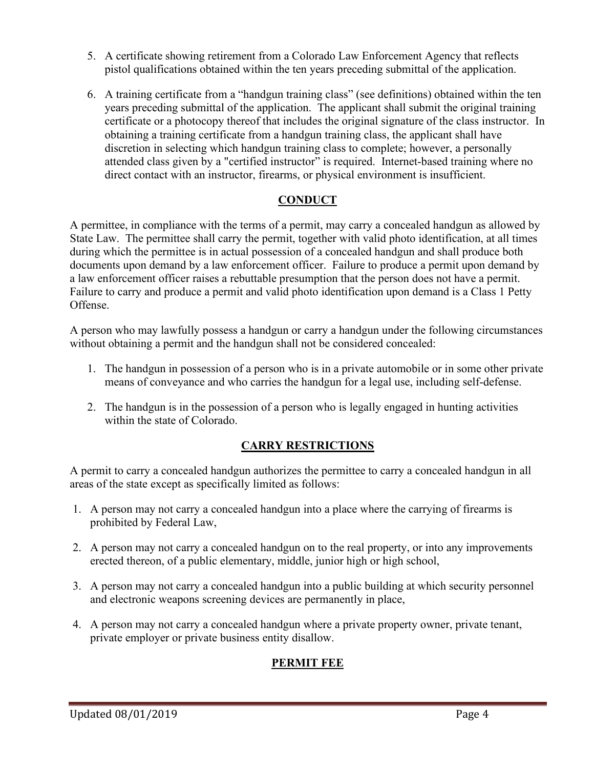5. A certificate showing retirement from a Colorado Law Enforcement Agency that reflects pistol qualifications obtained within the ten years preceding submittal of the application.
6. A training certificate from a "handgun training class" (see definitions) obtained within the ten years preceding submittal of the application. The applicant shall submit the original training certificate or a photocopy thereof that includes the original signature of the class instructor. In obtaining a training certificate from a handgun training class, the applicant shall have discretion in selecting which handgun training class to complete; however, a personally attended class given by a "certified instructor" is required. Internet-based training where no direct contact with an instructor, firearms, or physical environment is insufficient.

## CONDUCT

A permittee, in compliance with the terms of a permit, may carry a concealed handgun as allowed by State Law. The permittee shall carry the permit, together with valid photo identification, at all times during which the permittee is in actual possession of a concealed handgun and shall produce both documents upon demand by a law enforcement officer. Failure to produce a permit upon demand by a law enforcement officer raises a rebuttable presumption that the person does not have a permit. Failure to carry and produce a permit and valid photo identification upon demand is a Class 1 Petty Offense.

A person who may lawfully possess a handgun or carry a handgun under the following circumstances without obtaining a permit and the handgun shall not be considered concealed:

1. The handgun in possession of a person who is in a private automobile or in some other private means of conveyance and who carries the handgun for a legal use, including self-defense.
2. The handgun is in the possession of a person who is legally engaged in hunting activities within the state of Colorado.

## CARRY RESTRICTIONS

A permit to carry a concealed handgun authorizes the permittee to carry a concealed handgun in all areas of the state except as specifically limited as follows:

1. A person may not carry a concealed handgun into a place where the carrying of firearms is prohibited by Federal Law,
2. A person may not carry a concealed handgun on to the real property, or into any improvements erected thereon, of a public elementary, middle, junior high or high school,
3. A person may not carry a concealed handgun into a public building at which security personnel and electronic weapons screening devices are permanently in place,
4. A person may not carry a concealed handgun where a private property owner, private tenant, private employer or private business entity disallow.

## PERMIT FEE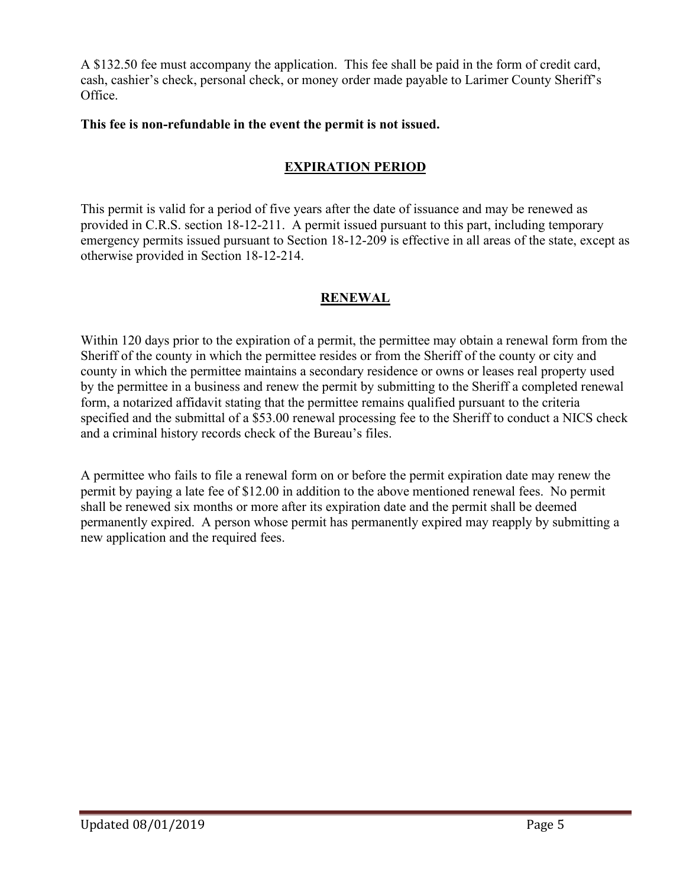A $132.50 fee must accompany the application. This fee shall be paid in the form of credit card, cash, cashier's check, personal check, or money order made payable to Larimer County Sheriff's Office.

**This fee is non-refundable in the event the permit is not issued.**

## EXPIRATION PERIOD

This permit is valid for a period of five years after the date of issuance and may be renewed as provided in C.R.S. section 18-12-211. A permit issued pursuant to this part, including temporary emergency permits issued pursuant to Section 18-12-209 is effective in all areas of the state, except as otherwise provided in Section 18-12-214.

## RENEWAL

Within 120 days prior to the expiration of a permit, the permittee may obtain a renewal form from the Sheriff of the county in which the permittee resides or from the Sheriff of the county or city and county in which the permittee maintains a secondary residence or owns or leases real property used by the permittee in a business and renew the permit by submitting to the Sheriff a completed renewal form, a notarized affidavit stating that the permittee remains qualified pursuant to the criteria specified and the submittal of a $53.00 renewal processing fee to the Sheriff to conduct a NICS check and a criminal history records check of the Bureau's files.

A permittee who fails to file a renewal form on or before the permit expiration date may renew the permit by paying a late fee of $12.00 in addition to the above mentioned renewal fees. No permit shall be renewed six months or more after its expiration date and the permit shall be deemed permanently expired. A person whose permit has permanently expired may reapply by submitting a new application and the required fees.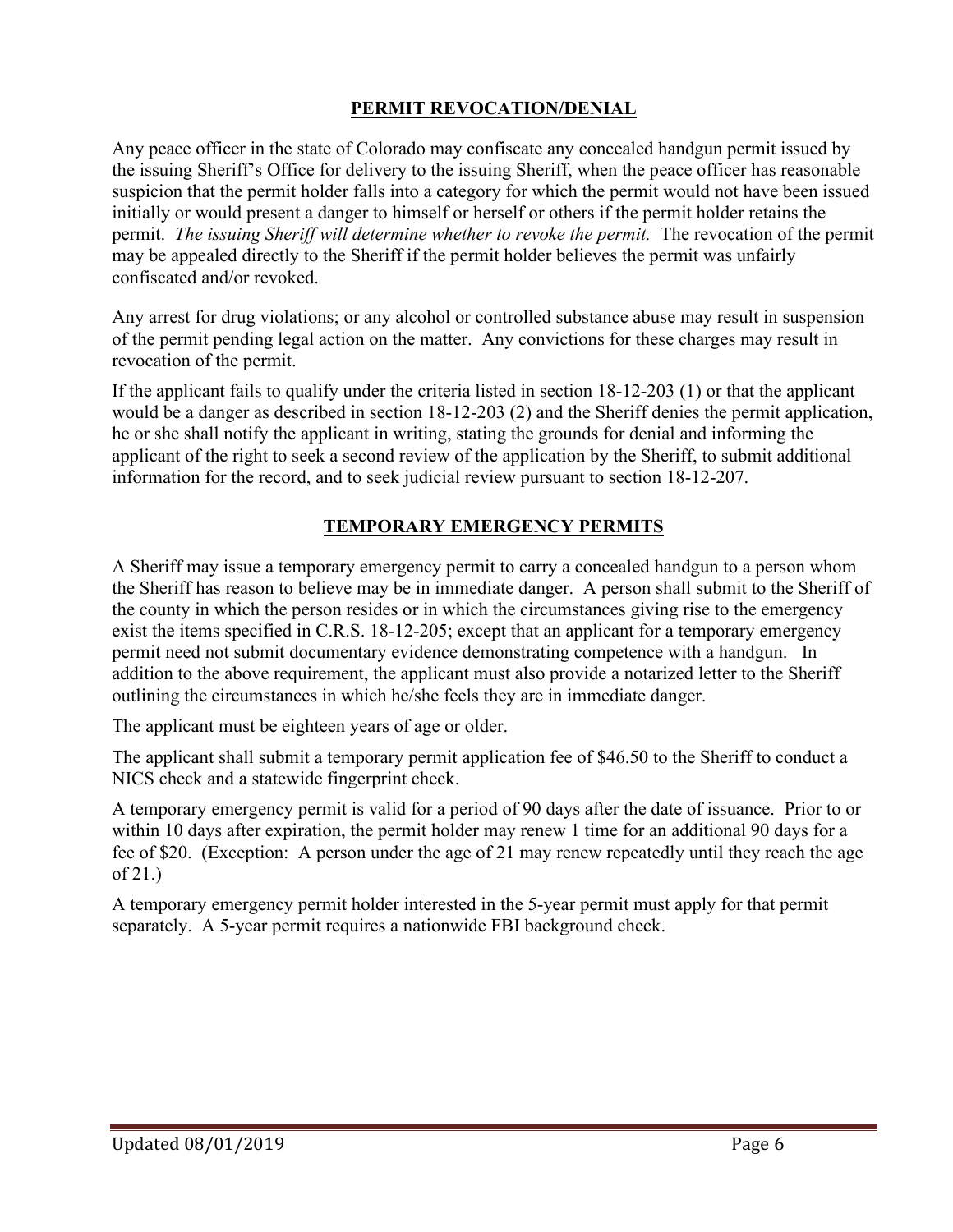## PERMIT REVOCATION/DENIAL

Any peace officer in the state of Colorado may confiscate any concealed handgun permit issued by the issuing Sheriff's Office for delivery to the issuing Sheriff, when the peace officer has reasonable suspicion that the permit holder falls into a category for which the permit would not have been issued initially or would present a danger to himself or herself or others if the permit holder retains the permit. *The issuing Sheriff will determine whether to revoke the permit.* The revocation of the permit may be appealed directly to the Sheriff if the permit holder believes the permit was unfairly confiscated and/or revoked.

Any arrest for drug violations; or any alcohol or controlled substance abuse may result in suspension of the permit pending legal action on the matter. Any convictions for these charges may result in revocation of the permit.

If the applicant fails to qualify under the criteria listed in section 18-12-203 (1) or that the applicant would be a danger as described in section 18-12-203 (2) and the Sheriff denies the permit application, he or she shall notify the applicant in writing, stating the grounds for denial and informing the applicant of the right to seek a second review of the application by the Sheriff, to submit additional information for the record, and to seek judicial review pursuant to section 18-12-207.

## TEMPORARY EMERGENCY PERMITS

A Sheriff may issue a temporary emergency permit to carry a concealed handgun to a person whom the Sheriff has reason to believe may be in immediate danger. A person shall submit to the Sheriff of the county in which the person resides or in which the circumstances giving rise to the emergency exist the items specified in C.R.S. 18-12-205; except that an applicant for a temporary emergency permit need not submit documentary evidence demonstrating competence with a handgun. In addition to the above requirement, the applicant must also provide a notarized letter to the Sheriff outlining the circumstances in which he/she feels they are in immediate danger.

The applicant must be eighteen years of age or older.

The applicant shall submit a temporary permit application fee of $46.50 to the Sheriff to conduct a NICS check and a statewide fingerprint check.

A temporary emergency permit is valid for a period of 90 days after the date of issuance. Prior to or within 10 days after expiration, the permit holder may renew 1 time for an additional 90 days for a fee of $20. (Exception: A person under the age of 21 may renew repeatedly until they reach the age of 21.)

A temporary emergency permit holder interested in the 5-year permit must apply for that permit separately. A 5-year permit requires a nationwide FBI background check.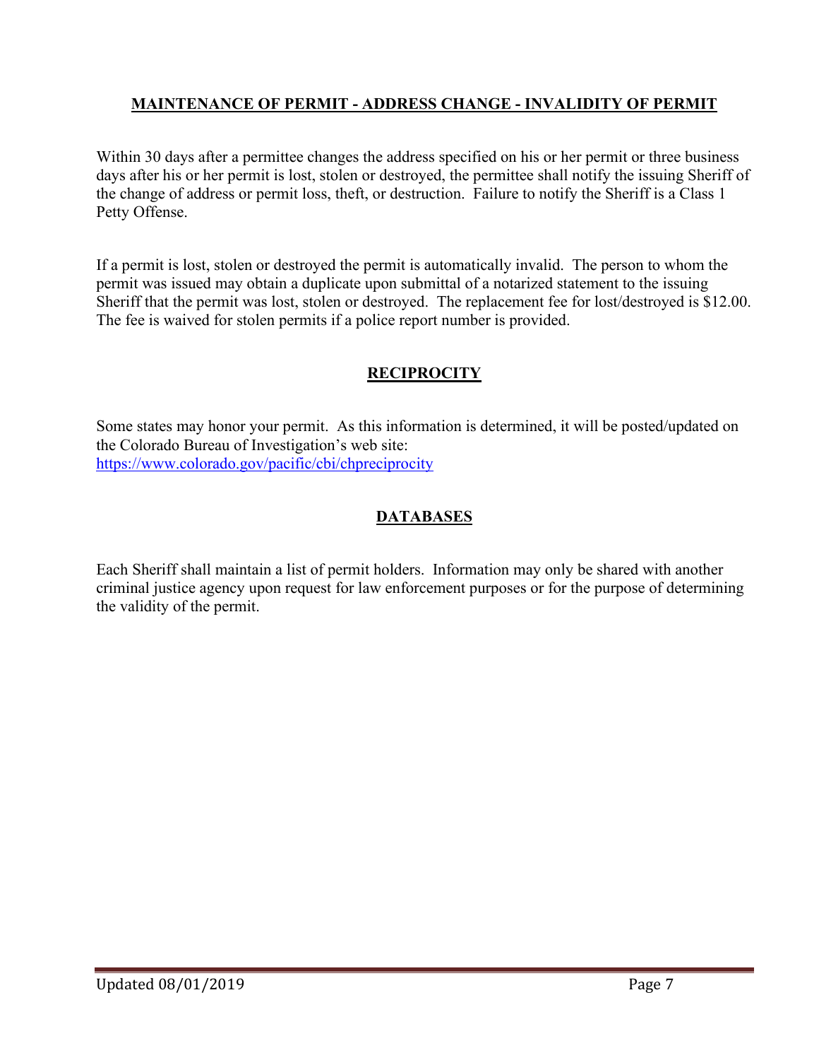## MAINTENANCE OF PERMIT - ADDRESS CHANGE - INVALIDITY OF PERMIT

Within 30 days after a permittee changes the address specified on his or her permit or three business days after his or her permit is lost, stolen or destroyed, the permittee shall notify the issuing Sheriff of the change of address or permit loss, theft, or destruction. Failure to notify the Sheriff is a Class 1 Petty Offense.

If a permit is lost, stolen or destroyed the permit is automatically invalid. The person to whom the permit was issued may obtain a duplicate upon submittal of a notarized statement to the issuing Sheriff that the permit was lost, stolen or destroyed. The replacement fee for lost/destroyed is $12.00. The fee is waived for stolen permits if a police report number is provided.

## RECIPROCITY

Some states may honor your permit. As this information is determined, it will be posted/updated on the Colorado Bureau of Investigation's web site: https://www.colorado.gov/pacific/cbi/chpreciprocity

## DATABASES

Each Sheriff shall maintain a list of permit holders. Information may only be shared with another criminal justice agency upon request for law enforcement purposes or for the purpose of determining the validity of the permit.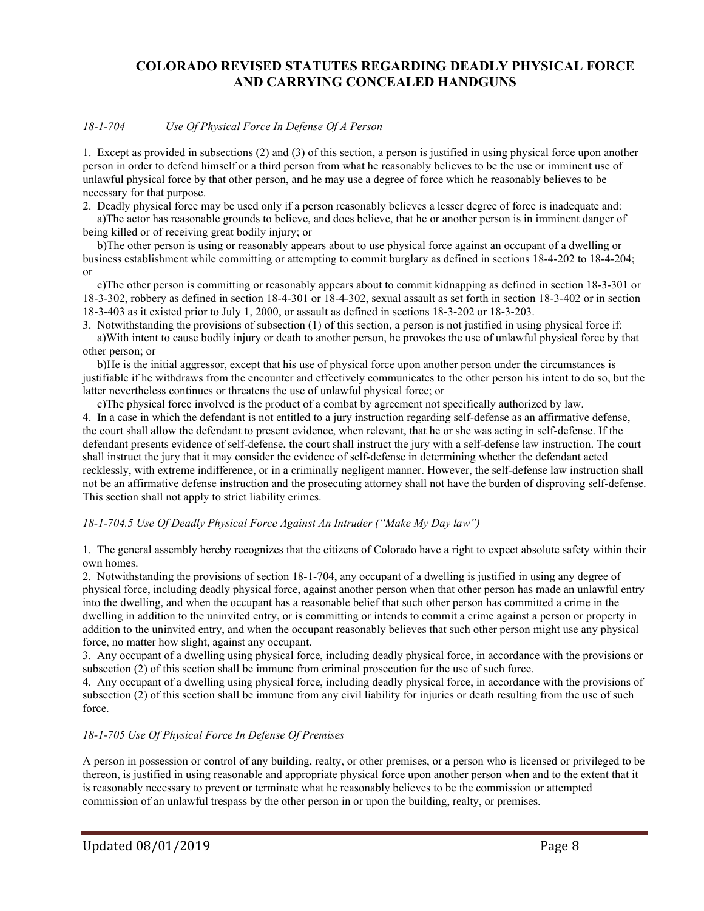# COLORADO REVISED STATUTES REGARDING DEADLY PHYSICAL FORCE AND CARRYING CONCEALED HANDGUNS

*18-1-704 Use Of Physical Force In Defense Of A Person*

1. Except as provided in subsections (2) and (3) of this section, a person is justified in using physical force upon another person in order to defend himself or a third person from what he reasonably believes to be the use or imminent use of unlawful physical force by that other person, and he may use a degree of force which he reasonably believes to be necessary for that purpose.
2. Deadly physical force may be used only if a person reasonably believes a lesser degree of force is inadequate and:
   a)The actor has reasonable grounds to believe, and does believe, that he or another person is in imminent danger of being killed or of receiving great bodily injury; or
   b)The other person is using or reasonably appears about to use physical force against an occupant of a dwelling or business establishment while committing or attempting to commit burglary as defined in sections 18-4-202 to 18-4-204; or
   c)The other person is committing or reasonably appears about to commit kidnapping as defined in section 18-3-301 or 18-3-302, robbery as defined in section 18-4-301 or 18-4-302, sexual assault as set forth in section 18-3-402 or in section 18-3-403 as it existed prior to July 1, 2000, or assault as defined in sections 18-3-202 or 18-3-203.
3. Notwithstanding the provisions of subsection (1) of this section, a person is not justified in using physical force if:
   a)With intent to cause bodily injury or death to another person, he provokes the use of unlawful physical force by that other person; or
   b)He is the initial aggressor, except that his use of physical force upon another person under the circumstances is justifiable if he withdraws from the encounter and effectively communicates to the other person his intent to do so, but the latter nevertheless continues or threatens the use of unlawful physical force; or
   c)The physical force involved is the product of a combat by agreement not specifically authorized by law.
4. In a case in which the defendant is not entitled to a jury instruction regarding self-defense as an affirmative defense, the court shall allow the defendant to present evidence, when relevant, that he or she was acting in self-defense. If the defendant presents evidence of self-defense, the court shall instruct the jury with a self-defense law instruction. The court shall instruct the jury that it may consider the evidence of self-defense in determining whether the defendant acted recklessly, with extreme indifference, or in a criminally negligent manner. However, the self-defense law instruction shall not be an affirmative defense instruction and the prosecuting attorney shall not have the burden of disproving self-defense. This section shall not apply to strict liability crimes.

*18-1-704.5 Use Of Deadly Physical Force Against An Intruder ("Make My Day law")*

1. The general assembly hereby recognizes that the citizens of Colorado have a right to expect absolute safety within their own homes.
2. Notwithstanding the provisions of section 18-1-704, any occupant of a dwelling is justified in using any degree of physical force, including deadly physical force, against another person when that other person has made an unlawful entry into the dwelling, and when the occupant has a reasonable belief that such other person has committed a crime in the dwelling in addition to the uninvited entry, or is committing or intends to commit a crime against a person or property in addition to the uninvited entry, and when the occupant reasonably believes that such other person might use any physical force, no matter how slight, against any occupant.
3. Any occupant of a dwelling using physical force, including deadly physical force, in accordance with the provisions or subsection (2) of this section shall be immune from criminal prosecution for the use of such force.
4. Any occupant of a dwelling using physical force, including deadly physical force, in accordance with the provisions of subsection (2) of this section shall be immune from any civil liability for injuries or death resulting from the use of such force.

*18-1-705 Use Of Physical Force In Defense Of Premises*

A person in possession or control of any building, realty, or other premises, or a person who is licensed or privileged to be thereon, is justified in using reasonable and appropriate physical force upon another person when and to the extent that it is reasonably necessary to prevent or terminate what he reasonably believes to be the commission or attempted commission of an unlawful trespass by the other person in or upon the building, realty, or premises.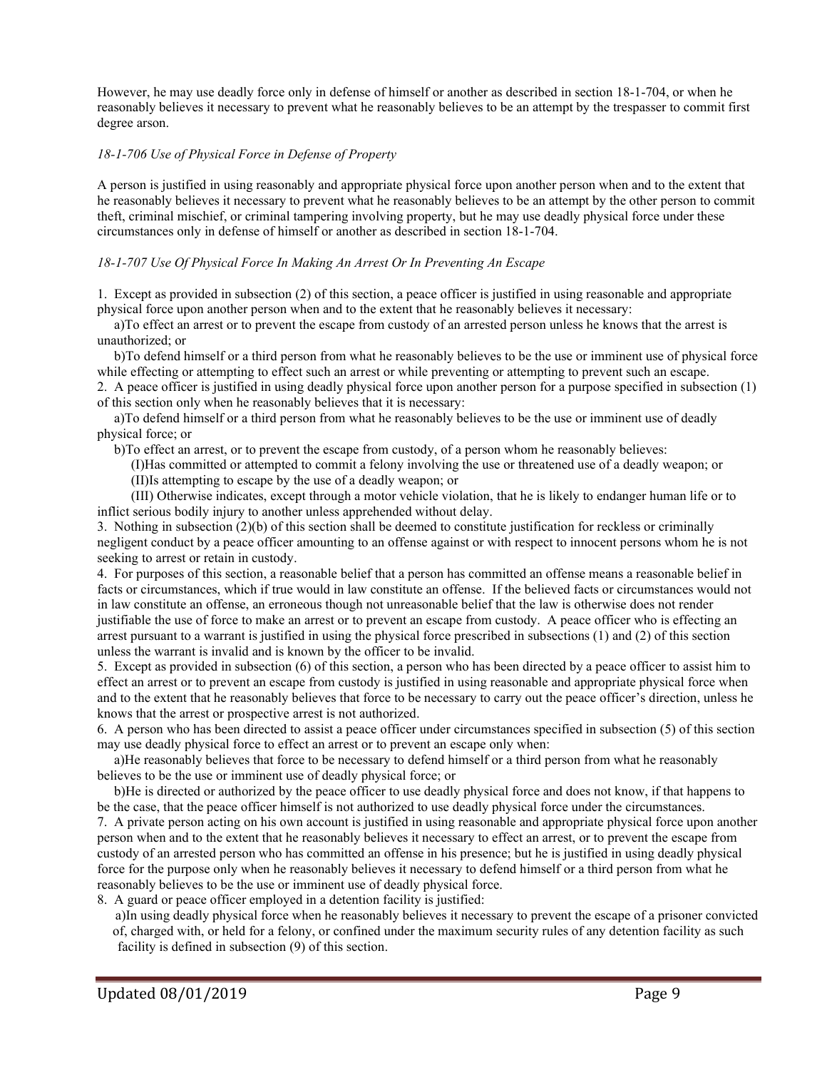However, he may use deadly force only in defense of himself or another as described in section 18-1-704, or when he reasonably believes it necessary to prevent what he reasonably believes to be an attempt by the trespasser to commit first degree arson.

*18-1-706 Use of Physical Force in Defense of Property*

A person is justified in using reasonably and appropriate physical force upon another person when and to the extent that he reasonably believes it necessary to prevent what he reasonably believes to be an attempt by the other person to commit theft, criminal mischief, or criminal tampering involving property, but he may use deadly physical force under these circumstances only in defense of himself or another as described in section 18-1-704.

*18-1-707 Use Of Physical Force In Making An Arrest Or In Preventing An Escape*

1. Except as provided in subsection (2) of this section, a peace officer is justified in using reasonable and appropriate physical force upon another person when and to the extent that he reasonably believes it necessary:
   a)To effect an arrest or to prevent the escape from custody of an arrested person unless he knows that the arrest is unauthorized; or
   b)To defend himself or a third person from what he reasonably believes to be the use or imminent use of physical force while effecting or attempting to effect such an arrest or while preventing or attempting to prevent such an escape.
2. A peace officer is justified in using deadly physical force upon another person for a purpose specified in subsection (1) of this section only when he reasonably believes that it is necessary:
   a)To defend himself or a third person from what he reasonably believes to be the use or imminent use of deadly physical force; or
   b)To effect an arrest, or to prevent the escape from custody, of a person whom he reasonably believes:
      (I)Has committed or attempted to commit a felony involving the use or threatened use of a deadly weapon; or
      (II)Is attempting to escape by the use of a deadly weapon; or
      (III) Otherwise indicates, except through a motor vehicle violation, that he is likely to endanger human life or to inflict serious bodily injury to another unless apprehended without delay.
3. Nothing in subsection (2)(b) of this section shall be deemed to constitute justification for reckless or criminally negligent conduct by a peace officer amounting to an offense against or with respect to innocent persons whom he is not seeking to arrest or retain in custody.
4. For purposes of this section, a reasonable belief that a person has committed an offense means a reasonable belief in facts or circumstances, which if true would in law constitute an offense. If the believed facts or circumstances would not in law constitute an offense, an erroneous though not unreasonable belief that the law is otherwise does not render justifiable the use of force to make an arrest or to prevent an escape from custody. A peace officer who is effecting an arrest pursuant to a warrant is justified in using the physical force prescribed in subsections (1) and (2) of this section unless the warrant is invalid and is known by the officer to be invalid.
5. Except as provided in subsection (6) of this section, a person who has been directed by a peace officer to assist him to effect an arrest or to prevent an escape from custody is justified in using reasonable and appropriate physical force when and to the extent that he reasonably believes that force to be necessary to carry out the peace officer's direction, unless he knows that the arrest or prospective arrest is not authorized.
6. A person who has been directed to assist a peace officer under circumstances specified in subsection (5) of this section may use deadly physical force to effect an arrest or to prevent an escape only when:
   a)He reasonably believes that force to be necessary to defend himself or a third person from what he reasonably believes to be the use or imminent use of deadly physical force; or
   b)He is directed or authorized by the peace officer to use deadly physical force and does not know, if that happens to be the case, that the peace officer himself is not authorized to use deadly physical force under the circumstances.
7. A private person acting on his own account is justified in using reasonable and appropriate physical force upon another person when and to the extent that he reasonably believes it necessary to effect an arrest, or to prevent the escape from custody of an arrested person who has committed an offense in his presence; but he is justified in using deadly physical force for the purpose only when he reasonably believes it necessary to defend himself or a third person from what he reasonably believes to be the use or imminent use of deadly physical force.
8. A guard or peace officer employed in a detention facility is justified:
   a)In using deadly physical force when he reasonably believes it necessary to prevent the escape of a prisoner convicted of, charged with, or held for a felony, or confined under the maximum security rules of any detention facility as such facility is defined in subsection (9) of this section.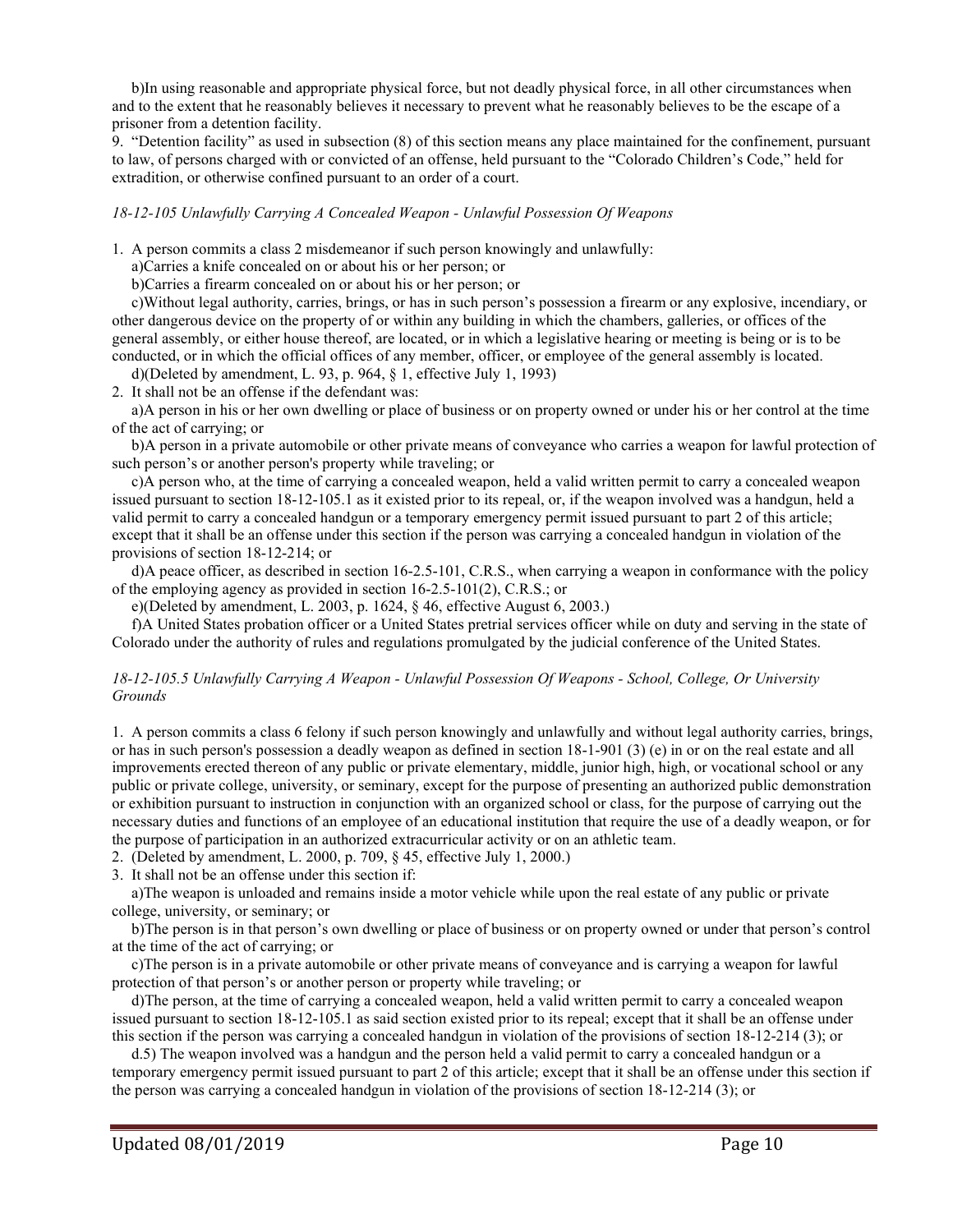b)In using reasonable and appropriate physical force, but not deadly physical force, in all other circumstances when and to the extent that he reasonably believes it necessary to prevent what he reasonably believes to be the escape of a prisoner from a detention facility.

9. "Detention facility" as used in subsection (8) of this section means any place maintained for the confinement, pursuant to law, of persons charged with or convicted of an offense, held pursuant to the "Colorado Children's Code," held for extradition, or otherwise confined pursuant to an order of a court.

*18-12-105 Unlawfully Carrying A Concealed Weapon - Unlawful Possession Of Weapons*

1. A person commits a class 2 misdemeanor if such person knowingly and unlawfully:
   a)Carries a knife concealed on or about his or her person; or
   b)Carries a firearm concealed on or about his or her person; or
   c)Without legal authority, carries, brings, or has in such person's possession a firearm or any explosive, incendiary, or other dangerous device on the property of or within any building in which the chambers, galleries, or offices of the general assembly, or either house thereof, are located, or in which a legislative hearing or meeting is being or is to be conducted, or in which the official offices of any member, officer, or employee of the general assembly is located.
   d)(Deleted by amendment, L. 93, p. 964, § 1, effective July 1, 1993)
2. It shall not be an offense if the defendant was:
   a)A person in his or her own dwelling or place of business or on property owned or under his or her control at the time of the act of carrying; or
   b)A person in a private automobile or other private means of conveyance who carries a weapon for lawful protection of such person's or another person's property while traveling; or
   c)A person who, at the time of carrying a concealed weapon, held a valid written permit to carry a concealed weapon issued pursuant to section 18-12-105.1 as it existed prior to its repeal, or, if the weapon involved was a handgun, held a valid permit to carry a concealed handgun or a temporary emergency permit issued pursuant to part 2 of this article; except that it shall be an offense under this section if the person was carrying a concealed handgun in violation of the provisions of section 18-12-214; or
   d)A peace officer, as described in section 16-2.5-101, C.R.S., when carrying a weapon in conformance with the policy of the employing agency as provided in section 16-2.5-101(2), C.R.S.; or
   e)(Deleted by amendment, L. 2003, p. 1624, § 46, effective August 6, 2003.)
   f)A United States probation officer or a United States pretrial services officer while on duty and serving in the state of Colorado under the authority of rules and regulations promulgated by the judicial conference of the United States.

*18-12-105.5 Unlawfully Carrying A Weapon - Unlawful Possession Of Weapons - School, College, Or University Grounds*

1. A person commits a class 6 felony if such person knowingly and unlawfully and without legal authority carries, brings, or has in such person's possession a deadly weapon as defined in section 18-1-901 (3) (e) in or on the real estate and all improvements erected thereon of any public or private elementary, middle, junior high, high, or vocational school or any public or private college, university, or seminary, except for the purpose of presenting an authorized public demonstration or exhibition pursuant to instruction in conjunction with an organized school or class, for the purpose of carrying out the necessary duties and functions of an employee of an educational institution that require the use of a deadly weapon, or for the purpose of participation in an authorized extracurricular activity or on an athletic team.
2. (Deleted by amendment, L. 2000, p. 709, § 45, effective July 1, 2000.)
3. It shall not be an offense under this section if:
   a)The weapon is unloaded and remains inside a motor vehicle while upon the real estate of any public or private college, university, or seminary; or
   b)The person is in that person's own dwelling or place of business or on property owned or under that person's control at the time of the act of carrying; or
   c)The person is in a private automobile or other private means of conveyance and is carrying a weapon for lawful protection of that person's or another person or property while traveling; or
   d)The person, at the time of carrying a concealed weapon, held a valid written permit to carry a concealed weapon issued pursuant to section 18-12-105.1 as said section existed prior to its repeal; except that it shall be an offense under this section if the person was carrying a concealed handgun in violation of the provisions of section 18-12-214 (3); or
   d.5) The weapon involved was a handgun and the person held a valid permit to carry a concealed handgun or a temporary emergency permit issued pursuant to part 2 of this article; except that it shall be an offense under this section if the person was carrying a concealed handgun in violation of the provisions of section 18-12-214 (3); or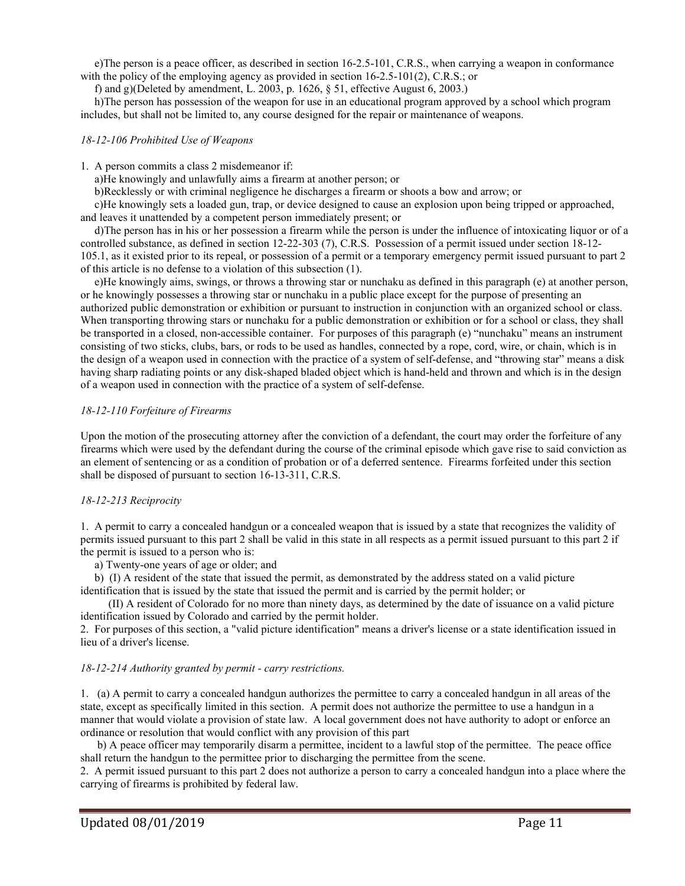e)The person is a peace officer, as described in section 16-2.5-101, C.R.S., when carrying a weapon in conformance with the policy of the employing agency as provided in section 16-2.5-101(2), C.R.S.; or

f) and g)(Deleted by amendment, L. 2003, p. 1626, § 51, effective August 6, 2003.)

h)The person has possession of the weapon for use in an educational program approved by a school which program includes, but shall not be limited to, any course designed for the repair or maintenance of weapons.

*18-12-106 Prohibited Use of Weapons*

1. A person commits a class 2 misdemeanor if:

a)He knowingly and unlawfully aims a firearm at another person; or

b)Recklessly or with criminal negligence he discharges a firearm or shoots a bow and arrow; or

c)He knowingly sets a loaded gun, trap, or device designed to cause an explosion upon being tripped or approached, and leaves it unattended by a competent person immediately present; or

d)The person has in his or her possession a firearm while the person is under the influence of intoxicating liquor or of a controlled substance, as defined in section 12-22-303 (7), C.R.S. Possession of a permit issued under section 18-12-105.1, as it existed prior to its repeal, or possession of a permit or a temporary emergency permit issued pursuant to part 2 of this article is no defense to a violation of this subsection (1).

e)He knowingly aims, swings, or throws a throwing star or nunchaku as defined in this paragraph (e) at another person, or he knowingly possesses a throwing star or nunchaku in a public place except for the purpose of presenting an authorized public demonstration or exhibition or pursuant to instruction in conjunction with an organized school or class. When transporting throwing stars or nunchaku for a public demonstration or exhibition or for a school or class, they shall be transported in a closed, non-accessible container. For purposes of this paragraph (e) "nunchaku" means an instrument consisting of two sticks, clubs, bars, or rods to be used as handles, connected by a rope, cord, wire, or chain, which is in the design of a weapon used in connection with the practice of a system of self-defense, and "throwing star" means a disk having sharp radiating points or any disk-shaped bladed object which is hand-held and thrown and which is in the design of a weapon used in connection with the practice of a system of self-defense.

*18-12-110 Forfeiture of Firearms*

Upon the motion of the prosecuting attorney after the conviction of a defendant, the court may order the forfeiture of any firearms which were used by the defendant during the course of the criminal episode which gave rise to said conviction as an element of sentencing or as a condition of probation or of a deferred sentence. Firearms forfeited under this section shall be disposed of pursuant to section 16-13-311, C.R.S.

*18-12-213 Reciprocity*

1. A permit to carry a concealed handgun or a concealed weapon that is issued by a state that recognizes the validity of permits issued pursuant to this part 2 shall be valid in this state in all respects as a permit issued pursuant to this part 2 if the permit is issued to a person who is:

a) Twenty-one years of age or older; and

b) (I) A resident of the state that issued the permit, as demonstrated by the address stated on a valid picture identification that is issued by the state that issued the permit and is carried by the permit holder; or

(II) A resident of Colorado for no more than ninety days, as determined by the date of issuance on a valid picture identification issued by Colorado and carried by the permit holder.

2. For purposes of this section, a "valid picture identification" means a driver's license or a state identification issued in lieu of a driver's license.

*18-12-214 Authority granted by permit - carry restrictions.*

1. (a) A permit to carry a concealed handgun authorizes the permittee to carry a concealed handgun in all areas of the state, except as specifically limited in this section. A permit does not authorize the permittee to use a handgun in a manner that would violate a provision of state law. A local government does not have authority to adopt or enforce an ordinance or resolution that would conflict with any provision of this part

b) A peace officer may temporarily disarm a permittee, incident to a lawful stop of the permittee. The peace office shall return the handgun to the permittee prior to discharging the permittee from the scene.

2. A permit issued pursuant to this part 2 does not authorize a person to carry a concealed handgun into a place where the carrying of firearms is prohibited by federal law.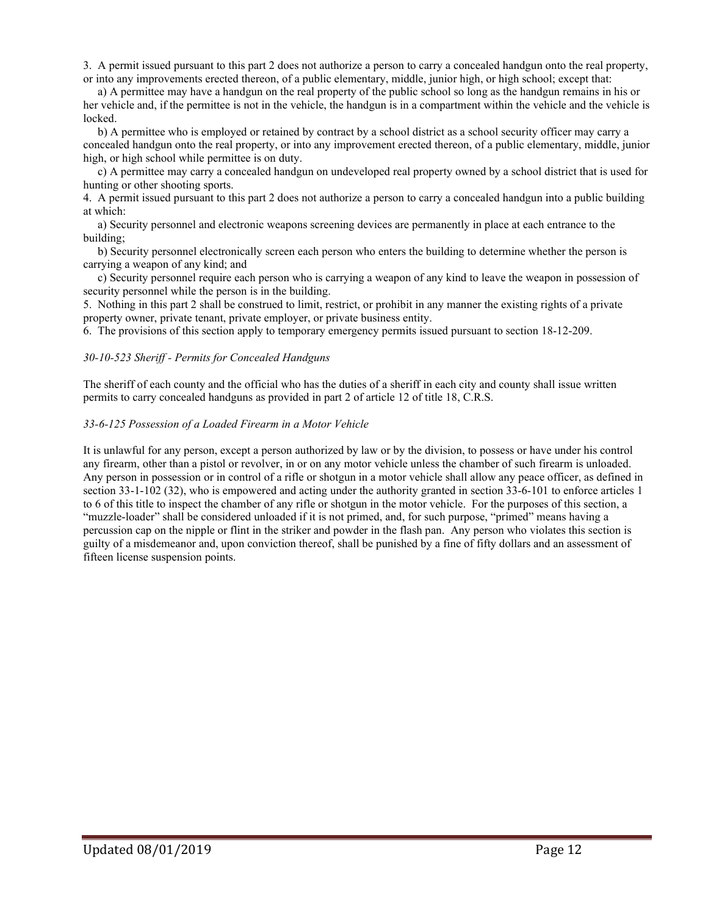3. A permit issued pursuant to this part 2 does not authorize a person to carry a concealed handgun onto the real property, or into any improvements erected thereon, of a public elementary, middle, junior high, or high school; except that:

   a) A permittee may have a handgun on the real property of the public school so long as the handgun remains in his or her vehicle and, if the permittee is not in the vehicle, the handgun is in a compartment within the vehicle and the vehicle is locked.

   b) A permittee who is employed or retained by contract by a school district as a school security officer may carry a concealed handgun onto the real property, or into any improvement erected thereon, of a public elementary, middle, junior high, or high school while permittee is on duty.

   c) A permittee may carry a concealed handgun on undeveloped real property owned by a school district that is used for hunting or other shooting sports.

4. A permit issued pursuant to this part 2 does not authorize a person to carry a concealed handgun into a public building at which:

   a) Security personnel and electronic weapons screening devices are permanently in place at each entrance to the building;

   b) Security personnel electronically screen each person who enters the building to determine whether the person is carrying a weapon of any kind; and

   c) Security personnel require each person who is carrying a weapon of any kind to leave the weapon in possession of security personnel while the person is in the building.

5. Nothing in this part 2 shall be construed to limit, restrict, or prohibit in any manner the existing rights of a private property owner, private tenant, private employer, or private business entity.

6. The provisions of this section apply to temporary emergency permits issued pursuant to section 18-12-209.

*30-10-523 Sheriff - Permits for Concealed Handguns*

The sheriff of each county and the official who has the duties of a sheriff in each city and county shall issue written permits to carry concealed handguns as provided in part 2 of article 12 of title 18, C.R.S.

*33-6-125 Possession of a Loaded Firearm in a Motor Vehicle*

It is unlawful for any person, except a person authorized by law or by the division, to possess or have under his control any firearm, other than a pistol or revolver, in or on any motor vehicle unless the chamber of such firearm is unloaded. Any person in possession or in control of a rifle or shotgun in a motor vehicle shall allow any peace officer, as defined in section 33-1-102 (32), who is empowered and acting under the authority granted in section 33-6-101 to enforce articles 1 to 6 of this title to inspect the chamber of any rifle or shotgun in the motor vehicle. For the purposes of this section, a "muzzle-loader" shall be considered unloaded if it is not primed, and, for such purpose, "primed" means having a percussion cap on the nipple or flint in the striker and powder in the flash pan. Any person who violates this section is guilty of a misdemeanor and, upon conviction thereof, shall be punished by a fine of fifty dollars and an assessment of fifteen license suspension points.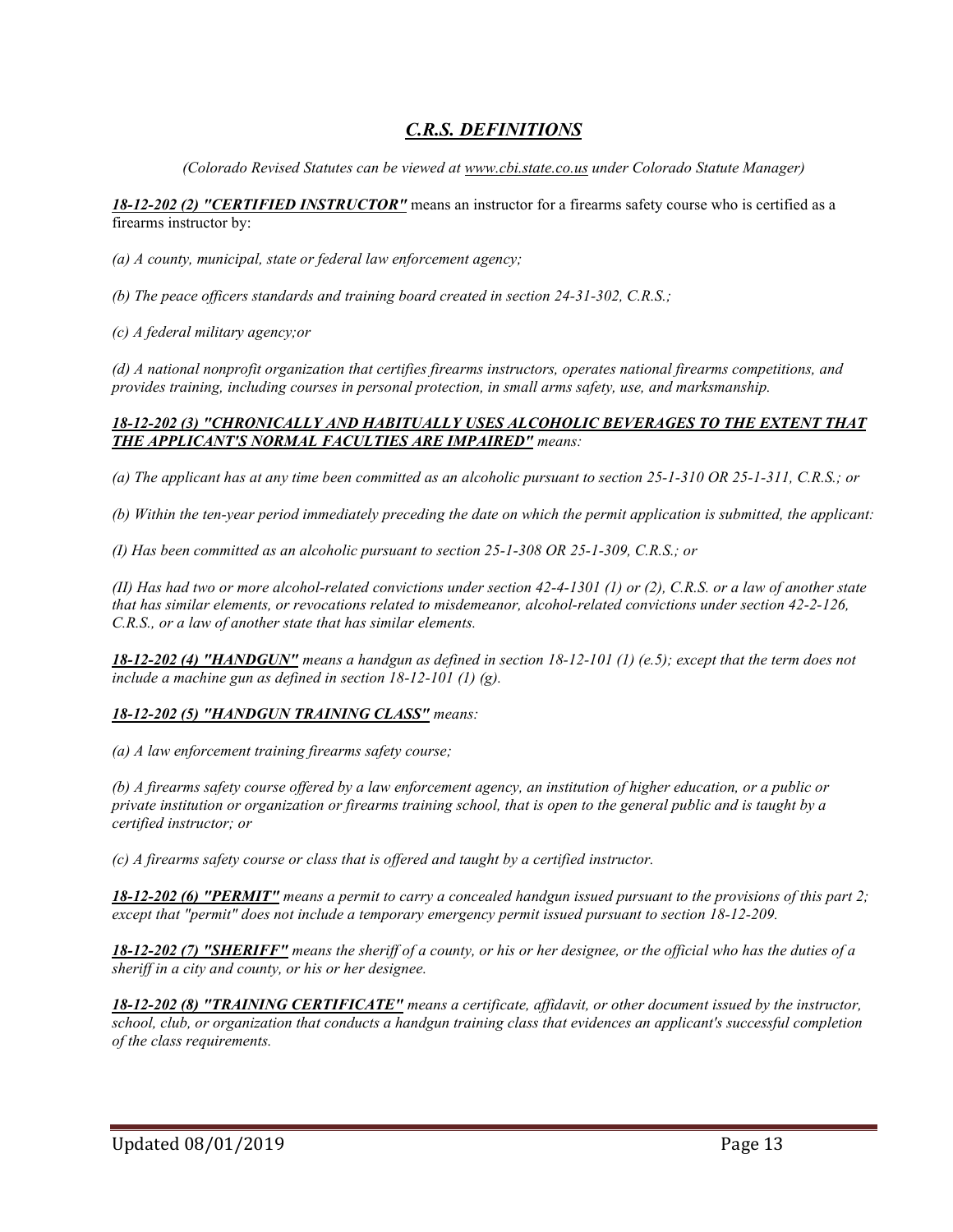# *C.R.S. DEFINITIONS*

*(Colorado Revised Statutes can be viewed at www.cbi.state.co.us under Colorado Statute Manager)*

***18-12-202 (2) "CERTIFIED INSTRUCTOR"*** means an instructor for a firearms safety course who is certified as a firearms instructor by:

*(a) A county, municipal, state or federal law enforcement agency;*

*(b) The peace officers standards and training board created in section 24-31-302, C.R.S.;*

*(c) A federal military agency;or*

*(d) A national nonprofit organization that certifies firearms instructors, operates national firearms competitions, and provides training, including courses in personal protection, in small arms safety, use, and marksmanship.*

***18-12-202 (3) "CHRONICALLY AND HABITUALLY USES ALCOHOLIC BEVERAGES TO THE EXTENT THAT THE APPLICANT'S NORMAL FACULTIES ARE IMPAIRED"*** *means:*

*(a) The applicant has at any time been committed as an alcoholic pursuant to section 25-1-310 OR 25-1-311, C.R.S.; or*

*(b) Within the ten-year period immediately preceding the date on which the permit application is submitted, the applicant:*

*(I) Has been committed as an alcoholic pursuant to section 25-1-308 OR 25-1-309, C.R.S.; or*

*(II) Has had two or more alcohol-related convictions under section 42-4-1301 (1) or (2), C.R.S. or a law of another state that has similar elements, or revocations related to misdemeanor, alcohol-related convictions under section 42-2-126, C.R.S., or a law of another state that has similar elements.*

***18-12-202 (4) "HANDGUN"*** *means a handgun as defined in section 18-12-101 (1) (e.5); except that the term does not include a machine gun as defined in section 18-12-101 (1) (g).*

***18-12-202 (5) "HANDGUN TRAINING CLASS"*** *means:*

*(a) A law enforcement training firearms safety course;*

*(b) A firearms safety course offered by a law enforcement agency, an institution of higher education, or a public or private institution or organization or firearms training school, that is open to the general public and is taught by a certified instructor; or*

*(c) A firearms safety course or class that is offered and taught by a certified instructor.*

***18-12-202 (6) "PERMIT"*** *means a permit to carry a concealed handgun issued pursuant to the provisions of this part 2; except that "permit" does not include a temporary emergency permit issued pursuant to section 18-12-209.*

***18-12-202 (7) "SHERIFF"*** *means the sheriff of a county, or his or her designee, or the official who has the duties of a sheriff in a city and county, or his or her designee.*

***18-12-202 (8) "TRAINING CERTIFICATE"*** *means a certificate, affidavit, or other document issued by the instructor, school, club, or organization that conducts a handgun training class that evidences an applicant's successful completion of the class requirements.*

Updated 08/01/2019